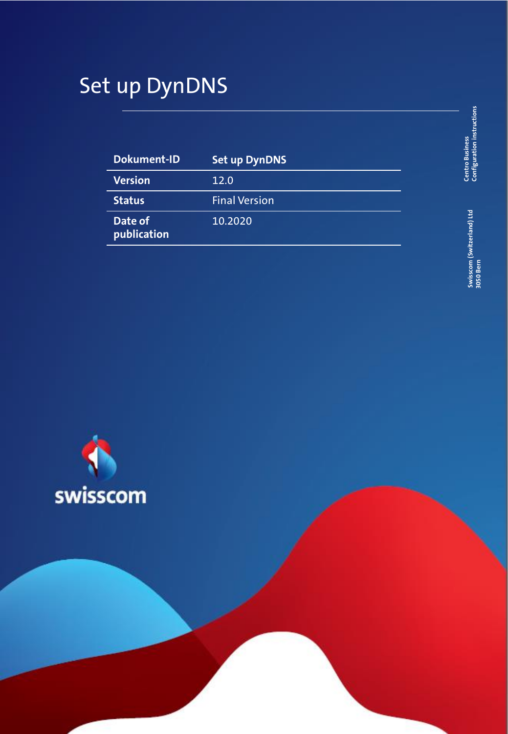# Set up DynDNS

| Dokument-ID | Set up DynDNS |
| --- | --- |
| Version | 12.0 |
| Status | Final Version |
| Date of publication | 10.2020 |

Centro Business
Configuration instructions

Swisscom (Switzerland) Ltd
3050 Bern

swisscom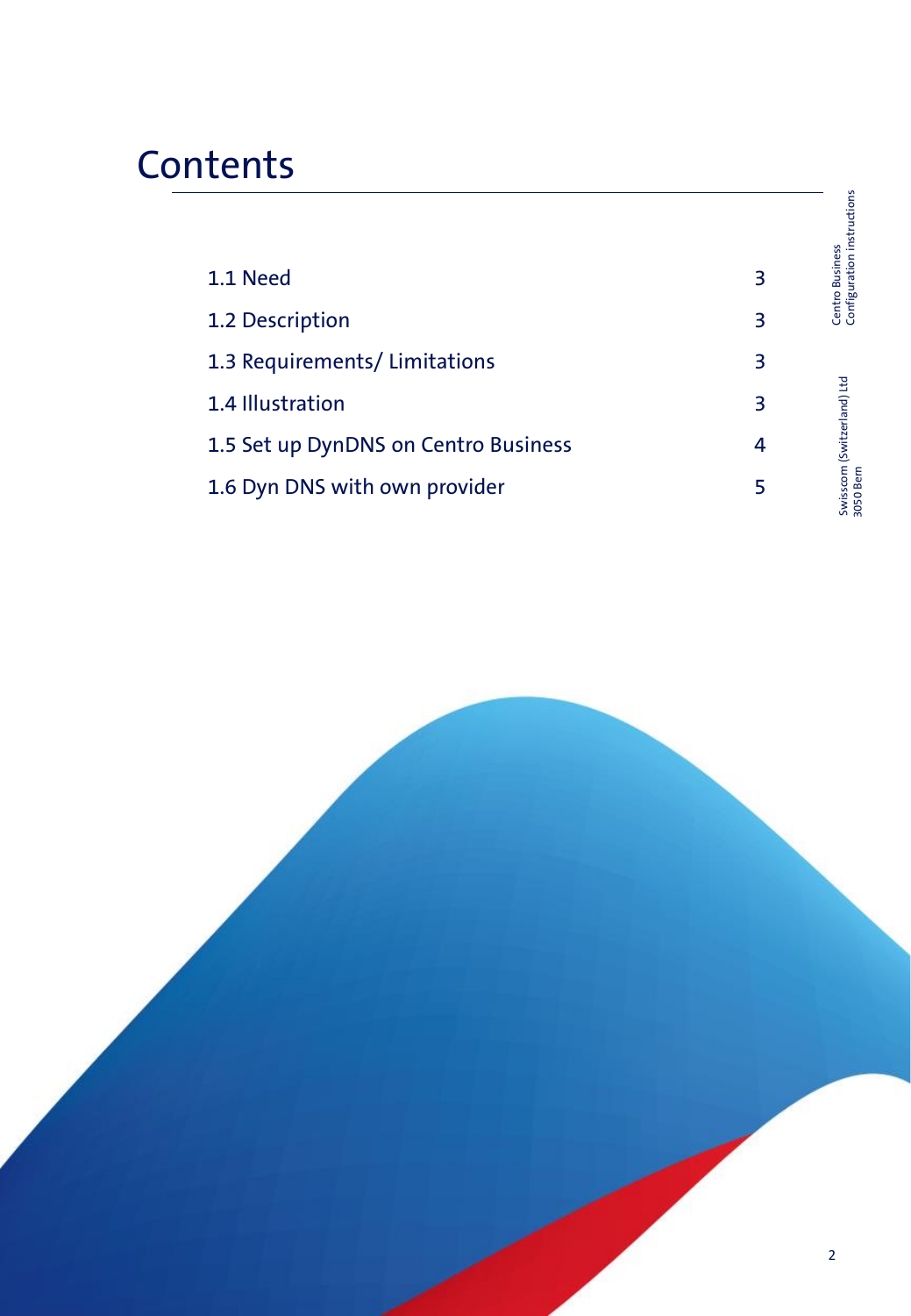# Contents

| | |
|---|---|
| 1.1 Need | 3 |
| 1.2 Description | 3 |
| 1.3 Requirements/ Limitations | 3 |
| 1.4 Illustration | 3 |
| 1.5 Set up DynDNS on Centro Business | 4 |
| 1.6 Dyn DNS with own provider | 5 |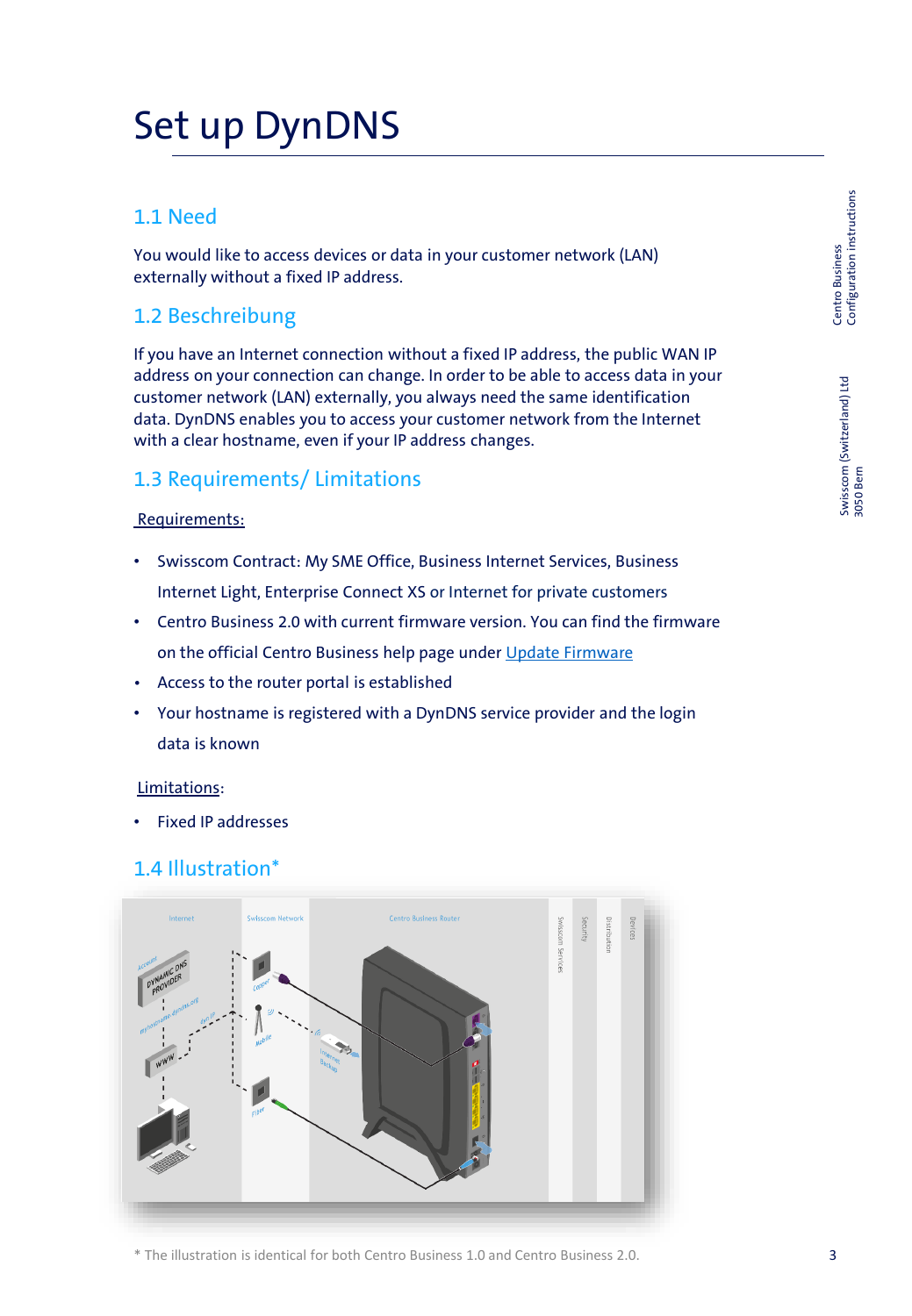# Set up DynDNS

## 1.1 Need

You would like to access devices or data in your customer network (LAN) externally without a fixed IP address.

## 1.2 Beschreibung

If you have an Internet connection without a fixed IP address, the public WAN IP address on your connection can change. In order to be able to access data in your customer network (LAN) externally, you always need the same identification data. DynDNS enables you to access your customer network from the Internet with a clear hostname, even if your IP address changes.

## 1.3 Requirements/ Limitations

Requirements:

- Swisscom Contract: My SME Office, Business Internet Services, Business Internet Light, Enterprise Connect XS or Internet for private customers
- Centro Business 2.0 with current firmware version. You can find the firmware on the official Centro Business help page under Update Firmware
- Access to the router portal is established
- Your hostname is registered with a DynDNS service provider and the login data is known

Limitations:

- Fixed IP addresses

## 1.4 Illustration*

\* The illustration is identical for both Centro Business 1.0 and Centro Business 2.0.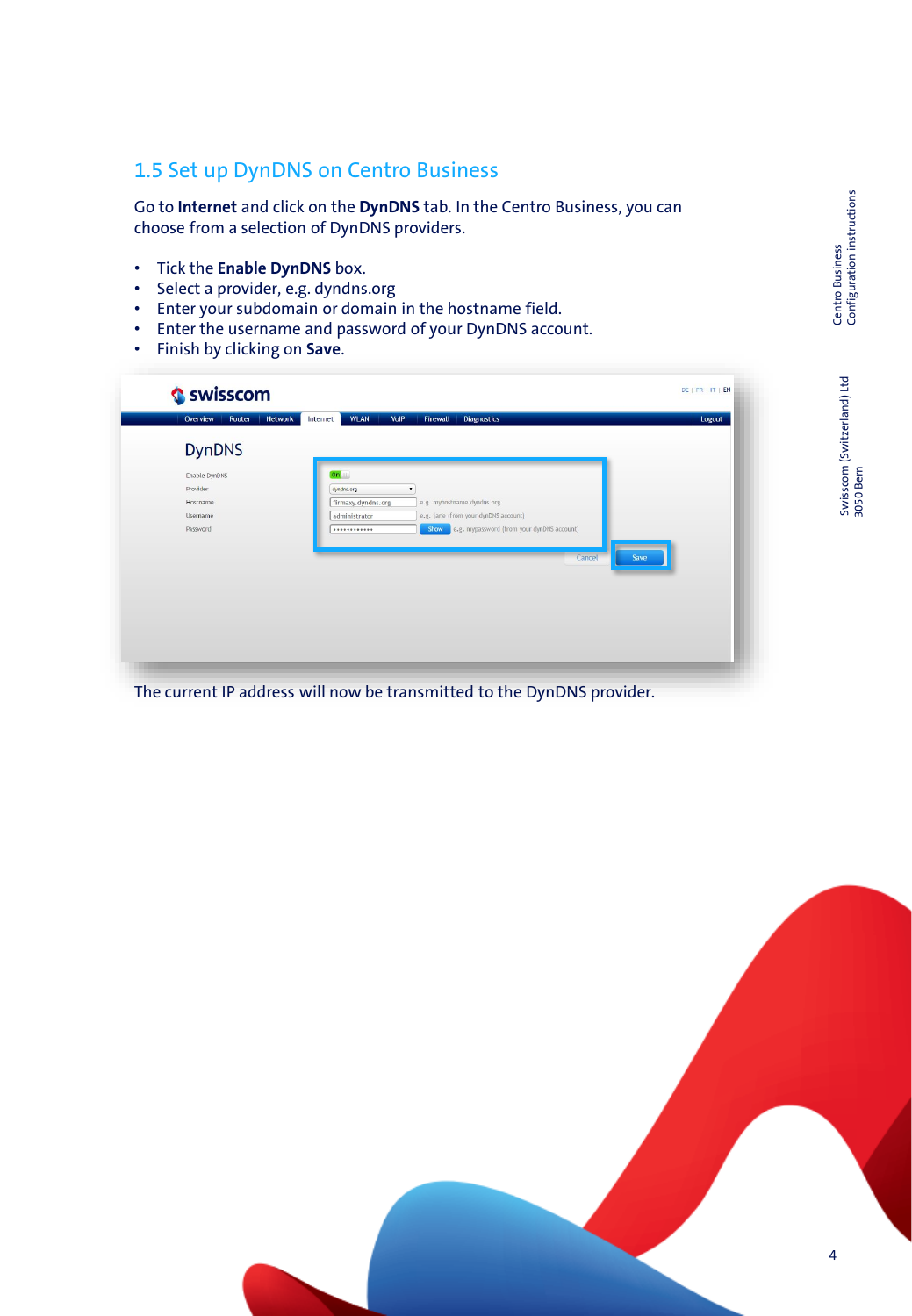## 1.5 Set up DynDNS on Centro Business

Go to **Internet** and click on the **DynDNS** tab. In the Centro Business, you can choose from a selection of DynDNS providers.

- Tick the **Enable DynDNS** box.
- Select a provider, e.g. dyndns.org
- Enter your subdomain or domain in the hostname field.
- Enter the username and password of your DynDNS account.
- Finish by clicking on **Save**.

The current IP address will now be transmitted to the DynDNS provider.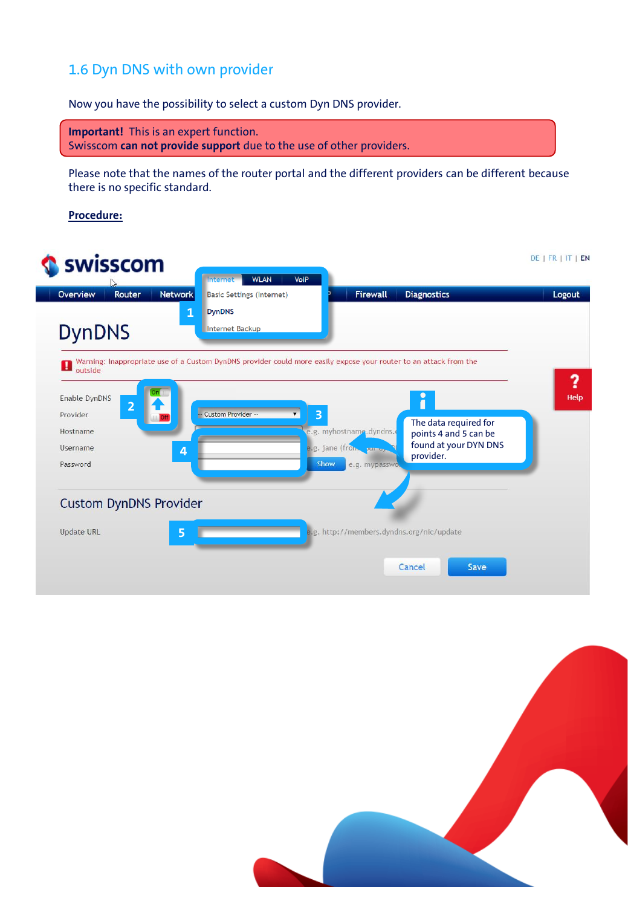## 1.6 Dyn DNS with own provider

Now you have the possibility to select a custom Dyn DNS provider.

**Important!** This is an expert function.
Swisscom **can not provide support** due to the use of other providers.

Please note that the names of the router portal and the different providers can be different because there is no specific standard.

**Procedure:**